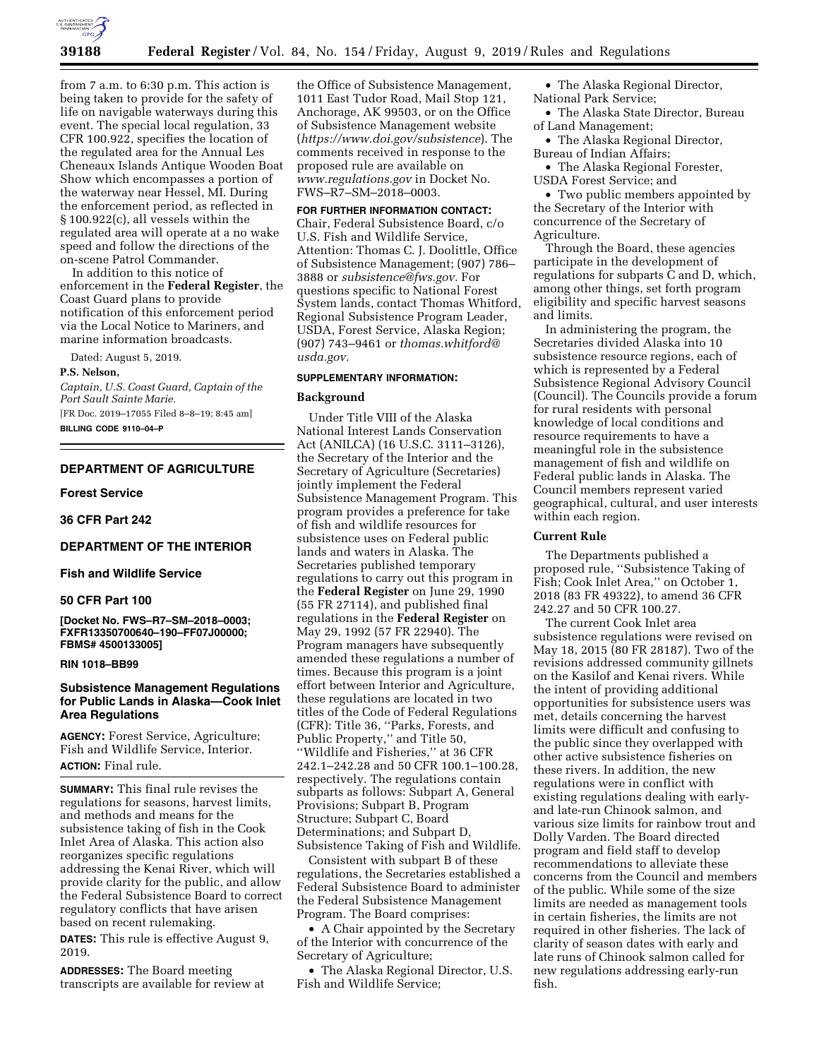from 7 a.m. to 6:30 p.m. This action is being taken to provide for the safety of life on navigable waterways during this event. The special local regulation, 33 CFR 100.922, specifies the location of the regulated area for the Annual Les Cheneaux Islands Antique Wooden Boat Show which encompasses a portion of the waterway near Hessel, MI. During the enforcement period, as reflected in § 100.922(c), all vessels within the regulated area will operate at a no wake speed and follow the directions of the on-scene Patrol Commander.

In addition to this notice of enforcement in the **Federal Register**, the Coast Guard plans to provide notification of this enforcement period via the Local Notice to Mariners, and marine information broadcasts.

Dated: August 5, 2019.

**P.S. Nelson,**

*Captain, U.S. Coast Guard, Captain of the Port Sault Sainte Marie.*

[FR Doc. 2019–17055 Filed 8–8–19; 8:45 am]

**BILLING CODE 9110–04–P**

## DEPARTMENT OF AGRICULTURE

## Forest Service

## 36 CFR Part 242

## DEPARTMENT OF THE INTERIOR

## Fish and Wildlife Service

## 50 CFR Part 100

**[Docket No. FWS–R7–SM–2018–0003; FXFR13350700640–190–FF07J00000; FBMS# 4500133005]**

**RIN 1018–BB99**

# Subsistence Management Regulations for Public Lands in Alaska—Cook Inlet Area Regulations

**AGENCY:** Forest Service, Agriculture; Fish and Wildlife Service, Interior.

**ACTION:** Final rule.

**SUMMARY:** This final rule revises the regulations for seasons, harvest limits, and methods and means for the subsistence taking of fish in the Cook Inlet Area of Alaska. This action also reorganizes specific regulations addressing the Kenai River, which will provide clarity for the public, and allow the Federal Subsistence Board to correct regulatory conflicts that have arisen based on recent rulemaking.

**DATES:** This rule is effective August 9, 2019.

**ADDRESSES:** The Board meeting transcripts are available for review at the Office of Subsistence Management, 1011 East Tudor Road, Mail Stop 121, Anchorage, AK 99503, or on the Office of Subsistence Management website (*https://www.doi.gov/subsistence*). The comments received in response to the proposed rule are available on *www.regulations.gov* in Docket No. FWS–R7–SM–2018–0003.

**FOR FURTHER INFORMATION CONTACT:** Chair, Federal Subsistence Board, c/o U.S. Fish and Wildlife Service, Attention: Thomas C. J. Doolittle, Office of Subsistence Management; (907) 786–3888 or *subsistence@fws.gov.* For questions specific to National Forest System lands, contact Thomas Whitford, Regional Subsistence Program Leader, USDA, Forest Service, Alaska Region; (907) 743–9461 or *thomas.whitford@usda.gov.*

**SUPPLEMENTARY INFORMATION:**

## Background

Under Title VIII of the Alaska National Interest Lands Conservation Act (ANILCA) (16 U.S.C. 3111–3126), the Secretary of the Interior and the Secretary of Agriculture (Secretaries) jointly implement the Federal Subsistence Management Program. This program provides a preference for take of fish and wildlife resources for subsistence uses on Federal public lands and waters in Alaska. The Secretaries published temporary regulations to carry out this program in the **Federal Register** on June 29, 1990 (55 FR 27114), and published final regulations in the **Federal Register** on May 29, 1992 (57 FR 22940). The Program managers have subsequently amended these regulations a number of times. Because this program is a joint effort between Interior and Agriculture, these regulations are located in two titles of the Code of Federal Regulations (CFR): Title 36, ''Parks, Forests, and Public Property,'' and Title 50, ''Wildlife and Fisheries,'' at 36 CFR 242.1–242.28 and 50 CFR 100.1–100.28, respectively. The regulations contain subparts as follows: Subpart A, General Provisions; Subpart B, Program Structure; Subpart C, Board Determinations; and Subpart D, Subsistence Taking of Fish and Wildlife.

Consistent with subpart B of these regulations, the Secretaries established a Federal Subsistence Board to administer the Federal Subsistence Management Program. The Board comprises:

- A Chair appointed by the Secretary of the Interior with concurrence of the Secretary of Agriculture;
- The Alaska Regional Director, U.S. Fish and Wildlife Service;
- The Alaska Regional Director, National Park Service;
- The Alaska State Director, Bureau of Land Management;
- The Alaska Regional Director, Bureau of Indian Affairs;
- The Alaska Regional Forester, USDA Forest Service; and
- Two public members appointed by the Secretary of the Interior with concurrence of the Secretary of Agriculture.

Through the Board, these agencies participate in the development of regulations for subparts C and D, which, among other things, set forth program eligibility and specific harvest seasons and limits.

In administering the program, the Secretaries divided Alaska into 10 subsistence resource regions, each of which is represented by a Federal Subsistence Regional Advisory Council (Council). The Councils provide a forum for rural residents with personal knowledge of local conditions and resource requirements to have a meaningful role in the subsistence management of fish and wildlife on Federal public lands in Alaska. The Council members represent varied geographical, cultural, and user interests within each region.

## Current Rule

The Departments published a proposed rule, ''Subsistence Taking of Fish; Cook Inlet Area,'' on October 1, 2018 (83 FR 49322), to amend 36 CFR 242.27 and 50 CFR 100.27.

The current Cook Inlet area subsistence regulations were revised on May 18, 2015 (80 FR 28187). Two of the revisions addressed community gillnets on the Kasilof and Kenai rivers. While the intent of providing additional opportunities for subsistence users was met, details concerning the harvest limits were difficult and confusing to the public since they overlapped with other active subsistence fisheries on these rivers. In addition, the new regulations were in conflict with existing regulations dealing with early- and late-run Chinook salmon, and various size limits for rainbow trout and Dolly Varden. The Board directed program and field staff to develop recommendations to alleviate these concerns from the Council and members of the public. While some of the size limits are needed as management tools in certain fisheries, the limits are not required in other fisheries. The lack of clarity of season dates with early and late runs of Chinook salmon called for new regulations addressing early-run fish.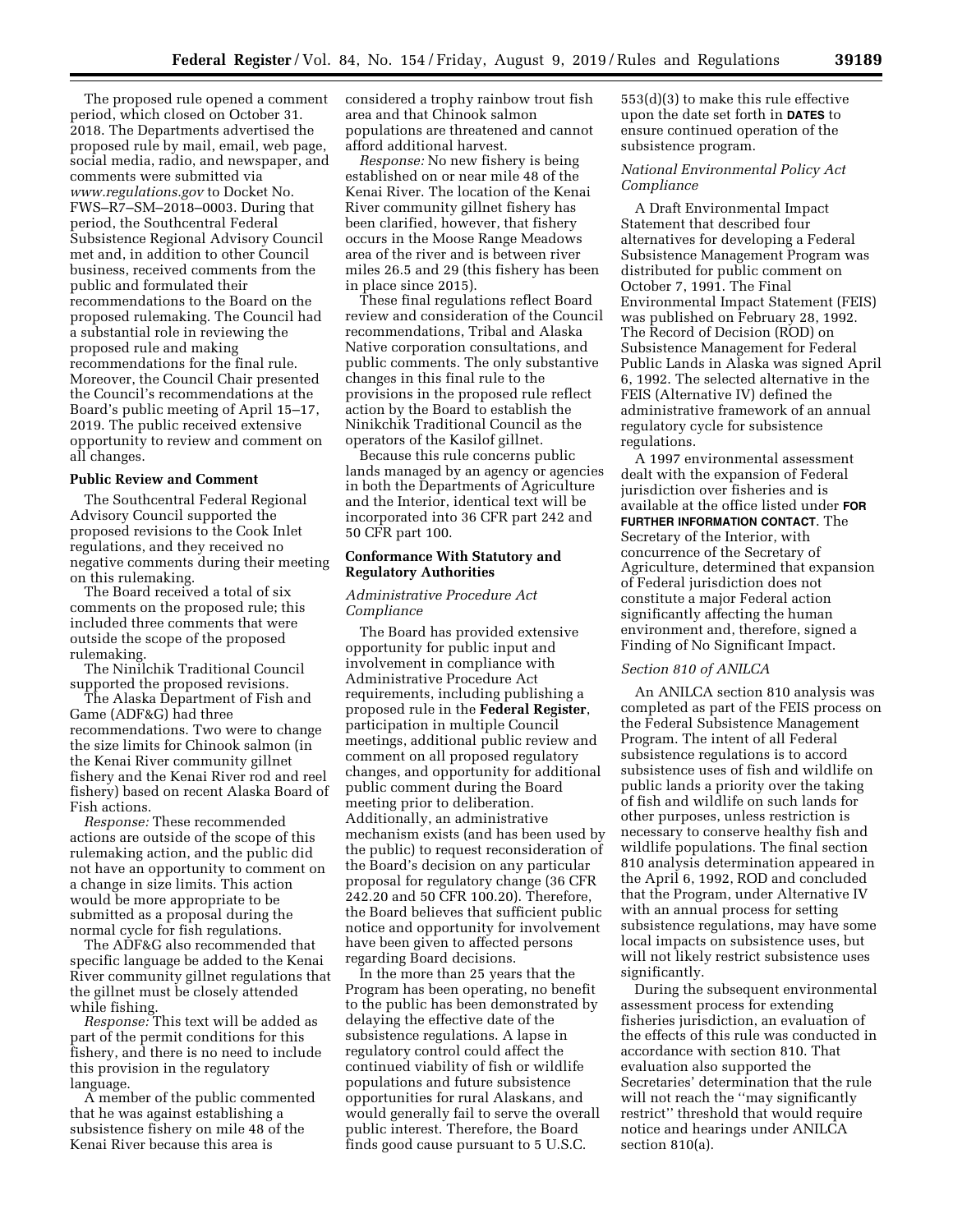The proposed rule opened a comment period, which closed on October 31. 2018. The Departments advertised the proposed rule by mail, email, web page, social media, radio, and newspaper, and comments were submitted via *www.regulations.gov* to Docket No. FWS–R7–SM–2018–0003. During that period, the Southcentral Federal Subsistence Regional Advisory Council met and, in addition to other Council business, received comments from the public and formulated their recommendations to the Board on the proposed rulemaking. The Council had a substantial role in reviewing the proposed rule and making recommendations for the final rule. Moreover, the Council Chair presented the Council's recommendations at the Board's public meeting of April 15–17, 2019. The public received extensive opportunity to review and comment on all changes.

## Public Review and Comment

The Southcentral Federal Regional Advisory Council supported the proposed revisions to the Cook Inlet regulations, and they received no negative comments during their meeting on this rulemaking.

The Board received a total of six comments on the proposed rule; this included three comments that were outside the scope of the proposed rulemaking.

The Ninilchik Traditional Council supported the proposed revisions.

The Alaska Department of Fish and Game (ADF&G) had three recommendations. Two were to change the size limits for Chinook salmon (in the Kenai River community gillnet fishery and the Kenai River rod and reel fishery) based on recent Alaska Board of Fish actions.

*Response:* These recommended actions are outside of the scope of this rulemaking action, and the public did not have an opportunity to comment on a change in size limits. This action would be more appropriate to be submitted as a proposal during the normal cycle for fish regulations.

The ADF&G also recommended that specific language be added to the Kenai River community gillnet regulations that the gillnet must be closely attended while fishing.

*Response:* This text will be added as part of the permit conditions for this fishery, and there is no need to include this provision in the regulatory language.

A member of the public commented that he was against establishing a subsistence fishery on mile 48 of the Kenai River because this area is considered a trophy rainbow trout fish area and that Chinook salmon populations are threatened and cannot afford additional harvest.

*Response:* No new fishery is being established on or near mile 48 of the Kenai River. The location of the Kenai River community gillnet fishery has been clarified, however, that fishery occurs in the Moose Range Meadows area of the river and is between river miles 26.5 and 29 (this fishery has been in place since 2015).

These final regulations reflect Board review and consideration of the Council recommendations, Tribal and Alaska Native corporation consultations, and public comments. The only substantive changes in this final rule to the provisions in the proposed rule reflect action by the Board to establish the Ninikchik Traditional Council as the operators of the Kasilof gillnet.

Because this rule concerns public lands managed by an agency or agencies in both the Departments of Agriculture and the Interior, identical text will be incorporated into 36 CFR part 242 and 50 CFR part 100.

## Conformance With Statutory and Regulatory Authorities

### *Administrative Procedure Act Compliance*

The Board has provided extensive opportunity for public input and involvement in compliance with Administrative Procedure Act requirements, including publishing a proposed rule in the **Federal Register**, participation in multiple Council meetings, additional public review and comment on all proposed regulatory changes, and opportunity for additional public comment during the Board meeting prior to deliberation. Additionally, an administrative mechanism exists (and has been used by the public) to request reconsideration of the Board's decision on any particular proposal for regulatory change (36 CFR 242.20 and 50 CFR 100.20). Therefore, the Board believes that sufficient public notice and opportunity for involvement have been given to affected persons regarding Board decisions.

In the more than 25 years that the Program has been operating, no benefit to the public has been demonstrated by delaying the effective date of the subsistence regulations. A lapse in regulatory control could affect the continued viability of fish or wildlife populations and future subsistence opportunities for rural Alaskans, and would generally fail to serve the overall public interest. Therefore, the Board finds good cause pursuant to 5 U.S.C. 553(d)(3) to make this rule effective upon the date set forth in **DATES** to ensure continued operation of the subsistence program.

### *National Environmental Policy Act Compliance*

A Draft Environmental Impact Statement that described four alternatives for developing a Federal Subsistence Management Program was distributed for public comment on October 7, 1991. The Final Environmental Impact Statement (FEIS) was published on February 28, 1992. The Record of Decision (ROD) on Subsistence Management for Federal Public Lands in Alaska was signed April 6, 1992. The selected alternative in the FEIS (Alternative IV) defined the administrative framework of an annual regulatory cycle for subsistence regulations.

A 1997 environmental assessment dealt with the expansion of Federal jurisdiction over fisheries and is available at the office listed under **FOR FURTHER INFORMATION CONTACT**. The Secretary of the Interior, with concurrence of the Secretary of Agriculture, determined that expansion of Federal jurisdiction does not constitute a major Federal action significantly affecting the human environment and, therefore, signed a Finding of No Significant Impact.

### *Section 810 of ANILCA*

An ANILCA section 810 analysis was completed as part of the FEIS process on the Federal Subsistence Management Program. The intent of all Federal subsistence regulations is to accord subsistence uses of fish and wildlife on public lands a priority over the taking of fish and wildlife on such lands for other purposes, unless restriction is necessary to conserve healthy fish and wildlife populations. The final section 810 analysis determination appeared in the April 6, 1992, ROD and concluded that the Program, under Alternative IV with an annual process for setting subsistence regulations, may have some local impacts on subsistence uses, but will not likely restrict subsistence uses significantly.

During the subsequent environmental assessment process for extending fisheries jurisdiction, an evaluation of the effects of this rule was conducted in accordance with section 810. That evaluation also supported the Secretaries' determination that the rule will not reach the ''may significantly restrict'' threshold that would require notice and hearings under ANILCA section 810(a).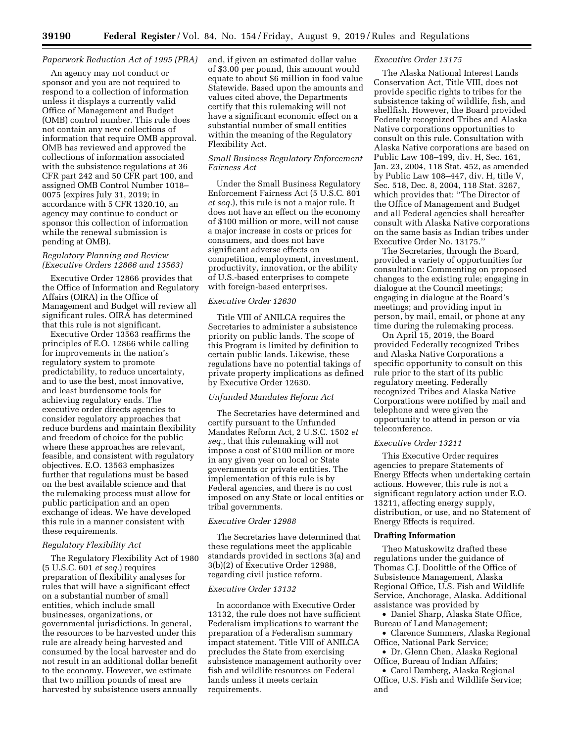*Paperwork Reduction Act of 1995 (PRA)*

An agency may not conduct or sponsor and you are not required to respond to a collection of information unless it displays a currently valid Office of Management and Budget (OMB) control number. This rule does not contain any new collections of information that require OMB approval. OMB has reviewed and approved the collections of information associated with the subsistence regulations at 36 CFR part 242 and 50 CFR part 100, and assigned OMB Control Number 1018–0075 (expires July 31, 2019; in accordance with 5 CFR 1320.10, an agency may continue to conduct or sponsor this collection of information while the renewal submission is pending at OMB).

*Regulatory Planning and Review (Executive Orders 12866 and 13563)*

Executive Order 12866 provides that the Office of Information and Regulatory Affairs (OIRA) in the Office of Management and Budget will review all significant rules. OIRA has determined that this rule is not significant.

Executive Order 13563 reaffirms the principles of E.O. 12866 while calling for improvements in the nation's regulatory system to promote predictability, to reduce uncertainty, and to use the best, most innovative, and least burdensome tools for achieving regulatory ends. The executive order directs agencies to consider regulatory approaches that reduce burdens and maintain flexibility and freedom of choice for the public where these approaches are relevant, feasible, and consistent with regulatory objectives. E.O. 13563 emphasizes further that regulations must be based on the best available science and that the rulemaking process must allow for public participation and an open exchange of ideas. We have developed this rule in a manner consistent with these requirements.

*Regulatory Flexibility Act*

The Regulatory Flexibility Act of 1980 (5 U.S.C. 601 *et seq.*) requires preparation of flexibility analyses for rules that will have a significant effect on a substantial number of small entities, which include small businesses, organizations, or governmental jurisdictions. In general, the resources to be harvested under this rule are already being harvested and consumed by the local harvester and do not result in an additional dollar benefit to the economy. However, we estimate that two million pounds of meat are harvested by subsistence users annually and, if given an estimated dollar value of $3.00 per pound, this amount would equate to about $6 million in food value Statewide. Based upon the amounts and values cited above, the Departments certify that this rulemaking will not have a significant economic effect on a substantial number of small entities within the meaning of the Regulatory Flexibility Act.

*Small Business Regulatory Enforcement Fairness Act*

Under the Small Business Regulatory Enforcement Fairness Act (5 U.S.C. 801 *et seq.*), this rule is not a major rule. It does not have an effect on the economy of $100 million or more, will not cause a major increase in costs or prices for consumers, and does not have significant adverse effects on competition, employment, investment, productivity, innovation, or the ability of U.S.-based enterprises to compete with foreign-based enterprises.

*Executive Order 12630*

Title VIII of ANILCA requires the Secretaries to administer a subsistence priority on public lands. The scope of this Program is limited by definition to certain public lands. Likewise, these regulations have no potential takings of private property implications as defined by Executive Order 12630.

*Unfunded Mandates Reform Act*

The Secretaries have determined and certify pursuant to the Unfunded Mandates Reform Act, 2 U.S.C. 1502 *et seq.,* that this rulemaking will not impose a cost of $100 million or more in any given year on local or State governments or private entities. The implementation of this rule is by Federal agencies, and there is no cost imposed on any State or local entities or tribal governments.

*Executive Order 12988*

The Secretaries have determined that these regulations meet the applicable standards provided in sections 3(a) and 3(b)(2) of Executive Order 12988, regarding civil justice reform.

*Executive Order 13132*

In accordance with Executive Order 13132, the rule does not have sufficient Federalism implications to warrant the preparation of a Federalism summary impact statement. Title VIII of ANILCA precludes the State from exercising subsistence management authority over fish and wildlife resources on Federal lands unless it meets certain requirements.

*Executive Order 13175*

The Alaska National Interest Lands Conservation Act, Title VIII, does not provide specific rights to tribes for the subsistence taking of wildlife, fish, and shellfish. However, the Board provided Federally recognized Tribes and Alaska Native corporations opportunities to consult on this rule. Consultation with Alaska Native corporations are based on Public Law 108–199, div. H, Sec. 161, Jan. 23, 2004, 118 Stat. 452, as amended by Public Law 108–447, div. H, title V, Sec. 518, Dec. 8, 2004, 118 Stat. 3267, which provides that: "The Director of the Office of Management and Budget and all Federal agencies shall hereafter consult with Alaska Native corporations on the same basis as Indian tribes under Executive Order No. 13175."

The Secretaries, through the Board, provided a variety of opportunities for consultation: Commenting on proposed changes to the existing rule; engaging in dialogue at the Council meetings; engaging in dialogue at the Board's meetings; and providing input in person, by mail, email, or phone at any time during the rulemaking process.

On April 15, 2019, the Board provided Federally recognized Tribes and Alaska Native Corporations a specific opportunity to consult on this rule prior to the start of its public regulatory meeting. Federally recognized Tribes and Alaska Native Corporations were notified by mail and telephone and were given the opportunity to attend in person or via teleconference.

*Executive Order 13211*

This Executive Order requires agencies to prepare Statements of Energy Effects when undertaking certain actions. However, this rule is not a significant regulatory action under E.O. 13211, affecting energy supply, distribution, or use, and no Statement of Energy Effects is required.

**Drafting Information**

Theo Matuskowitz drafted these regulations under the guidance of Thomas C.J. Doolittle of the Office of Subsistence Management, Alaska Regional Office, U.S. Fish and Wildlife Service, Anchorage, Alaska. Additional assistance was provided by

- Daniel Sharp, Alaska State Office, Bureau of Land Management;
- Clarence Summers, Alaska Regional Office, National Park Service;
- Dr. Glenn Chen, Alaska Regional Office, Bureau of Indian Affairs;
- Carol Damberg, Alaska Regional Office, U.S. Fish and Wildlife Service; and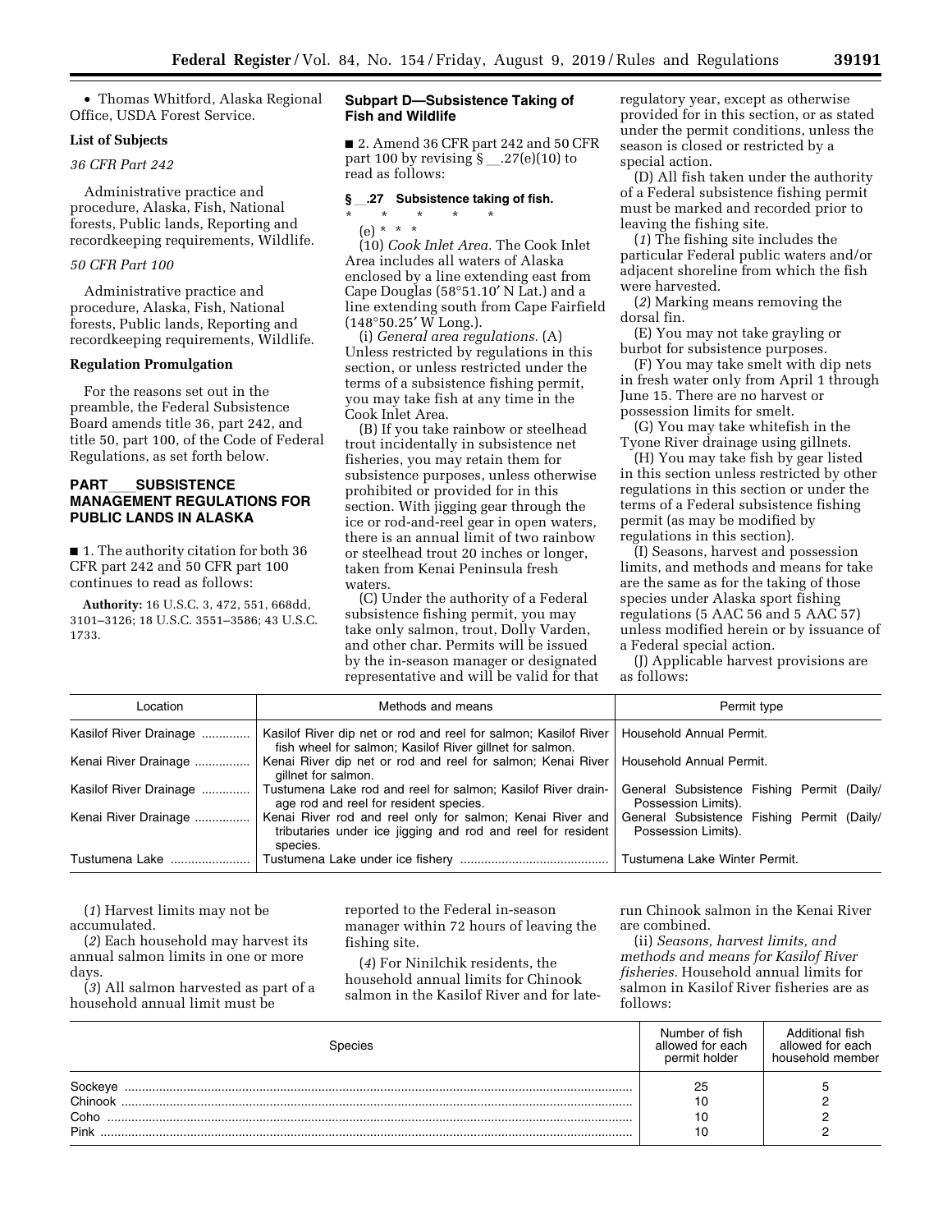• Thomas Whitford, Alaska Regional Office, USDA Forest Service.

**List of Subjects**

*36 CFR Part 242*

Administrative practice and procedure, Alaska, Fish, National forests, Public lands, Reporting and recordkeeping requirements, Wildlife.

*50 CFR Part 100*

Administrative practice and procedure, Alaska, Fish, National forests, Public lands, Reporting and recordkeeping requirements, Wildlife.

**Regulation Promulgation**

For the reasons set out in the preamble, the Federal Subsistence Board amends title 36, part 242, and title 50, part 100, of the Code of Federal Regulations, as set forth below.

## PART ___ SUBSISTENCE MANAGEMENT REGULATIONS FOR PUBLIC LANDS IN ALASKA

■ 1. The authority citation for both 36 CFR part 242 and 50 CFR part 100 continues to read as follows:

**Authority:** 16 U.S.C. 3, 472, 551, 668dd, 3101–3126; 18 U.S.C. 3551–3586; 43 U.S.C. 1733.

### Subpart D—Subsistence Taking of Fish and Wildlife

■ 2. Amend 36 CFR part 242 and 50 CFR part 100 by revising § __.27(e)(10) to read as follows:

**§ __.27 Subsistence taking of fish.**

\* \* \* \* \*

(e) \* \* \*

(10) *Cook Inlet Area.* The Cook Inlet Area includes all waters of Alaska enclosed by a line extending east from Cape Douglas (58°51.10′ N Lat.) and a line extending south from Cape Fairfield (148°50.25′ W Long.).

(i) *General area regulations.* (A) Unless restricted by regulations in this section, or unless restricted under the terms of a subsistence fishing permit, you may take fish at any time in the Cook Inlet Area.

(B) If you take rainbow or steelhead trout incidentally in subsistence net fisheries, you may retain them for subsistence purposes, unless otherwise prohibited or provided for in this section. With jigging gear through the ice or rod-and-reel gear in open waters, there is an annual limit of two rainbow or steelhead trout 20 inches or longer, taken from Kenai Peninsula fresh waters.

(C) Under the authority of a Federal subsistence fishing permit, you may take only salmon, trout, Dolly Varden, and other char. Permits will be issued by the in-season manager or designated representative and will be valid for that regulatory year, except as otherwise provided for in this section, or as stated under the permit conditions, unless the season is closed or restricted by a special action.

(D) All fish taken under the authority of a Federal subsistence fishing permit must be marked and recorded prior to leaving the fishing site.

(*1*) The fishing site includes the particular Federal public waters and/or adjacent shoreline from which the fish were harvested.

(*2*) Marking means removing the dorsal fin.

(E) You may not take grayling or burbot for subsistence purposes.

(F) You may take smelt with dip nets in fresh water only from April 1 through June 15. There are no harvest or possession limits for smelt.

(G) You may take whitefish in the Tyone River drainage using gillnets.

(H) You may take fish by gear listed in this section unless restricted by other regulations in this section or under the terms of a Federal subsistence fishing permit (as may be modified by regulations in this section).

(I) Seasons, harvest and possession limits, and methods and means for take are the same as for the taking of those species under Alaska sport fishing regulations (5 AAC 56 and 5 AAC 57) unless modified herein or by issuance of a Federal special action.

(J) Applicable harvest provisions are as follows:

| Location | Methods and means | Permit type |
|---|---|---|
| Kasilof River Drainage | Kasilof River dip net or rod and reel for salmon; Kasilof River fish wheel for salmon; Kasilof River gillnet for salmon. | Household Annual Permit. |
| Kenai River Drainage | Kenai River dip net or rod and reel for salmon; Kenai River gillnet for salmon. | Household Annual Permit. |
| Kasilof River Drainage | Tustumena Lake rod and reel for salmon; Kasilof River drainage rod and reel for resident species. | General Subsistence Fishing Permit (Daily/Possession Limits). |
| Kenai River Drainage | Kenai River rod and reel only for salmon; Kenai River and tributaries under ice jigging and rod and reel for resident species. | General Subsistence Fishing Permit (Daily/Possession Limits). |
| Tustumena Lake | Tustumena Lake under ice fishery | Tustumena Lake Winter Permit. |

(*1*) Harvest limits may not be accumulated.

(*2*) Each household may harvest its annual salmon limits in one or more days.

(*3*) All salmon harvested as part of a household annual limit must be reported to the Federal in-season manager within 72 hours of leaving the fishing site.

(*4*) For Ninilchik residents, the household annual limits for Chinook salmon in the Kasilof River and for late-run Chinook salmon in the Kenai River are combined.

(ii) *Seasons, harvest limits, and methods and means for Kasilof River fisheries.* Household annual limits for salmon in Kasilof River fisheries are as follows:

| Species | Number of fish allowed for each permit holder | Additional fish allowed for each household member |
|---|---|---|
| Sockeye | 25 | 5 |
| Chinook | 10 | 2 |
| Coho | 10 | 2 |
| Pink | 10 | 2 |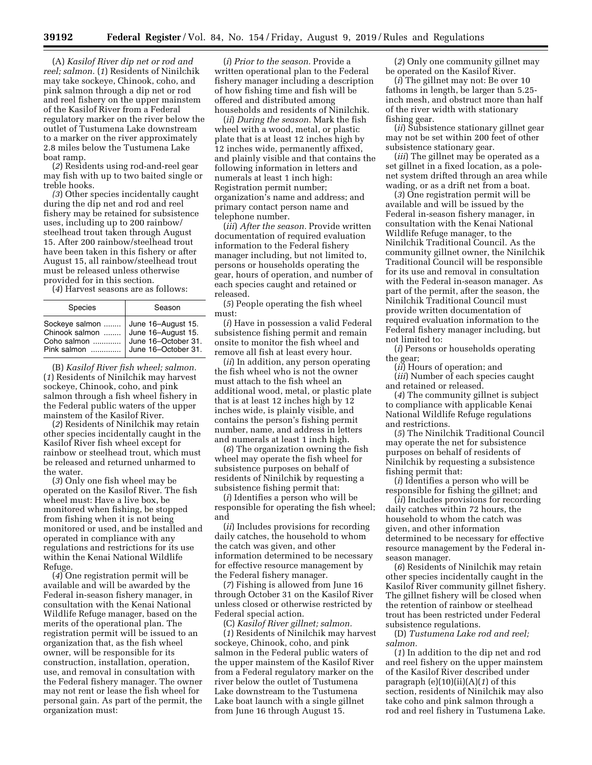(A) *Kasilof River dip net or rod and reel; salmon.* (*1*) Residents of Ninilchik may take sockeye, Chinook, coho, and pink salmon through a dip net or rod and reel fishery on the upper mainstem of the Kasilof River from a Federal regulatory marker on the river below the outlet of Tustumena Lake downstream to a marker on the river approximately 2.8 miles below the Tustumena Lake boat ramp.

(*2*) Residents using rod-and-reel gear may fish with up to two baited single or treble hooks.

(*3*) Other species incidentally caught during the dip net and rod and reel fishery may be retained for subsistence uses, including up to 200 rainbow/steelhead trout taken through August 15. After 200 rainbow/steelhead trout have been taken in this fishery or after August 15, all rainbow/steelhead trout must be released unless otherwise provided for in this section.

(*4*) Harvest seasons are as follows:

| Species | Season |
|---|---|
| Sockeye salmon | June 16–August 15. |
| Chinook salmon | June 16–August 15. |
| Coho salmon | June 16–October 31. |
| Pink salmon | June 16–October 31. |

(B) *Kasilof River fish wheel; salmon.* (*1*) Residents of Ninilchik may harvest sockeye, Chinook, coho, and pink salmon through a fish wheel fishery in the Federal public waters of the upper mainstem of the Kasilof River.

(*2*) Residents of Ninilchik may retain other species incidentally caught in the Kasilof River fish wheel except for rainbow or steelhead trout, which must be released and returned unharmed to the water.

(*3*) Only one fish wheel may be operated on the Kasilof River. The fish wheel must: Have a live box, be monitored when fishing, be stopped from fishing when it is not being monitored or used, and be installed and operated in compliance with any regulations and restrictions for its use within the Kenai National Wildlife Refuge.

(*4*) One registration permit will be available and will be awarded by the Federal in-season fishery manager, in consultation with the Kenai National Wildlife Refuge manager, based on the merits of the operational plan. The registration permit will be issued to an organization that, as the fish wheel owner, will be responsible for its construction, installation, operation, use, and removal in consultation with the Federal fishery manager. The owner may not rent or lease the fish wheel for personal gain. As part of the permit, the organization must:

(*i*) *Prior to the season.* Provide a written operational plan to the Federal fishery manager including a description of how fishing time and fish will be offered and distributed among households and residents of Ninilchik.

(*ii*) *During the season.* Mark the fish wheel with a wood, metal, or plastic plate that is at least 12 inches high by 12 inches wide, permanently affixed, and plainly visible and that contains the following information in letters and numerals at least 1 inch high: Registration permit number; organization's name and address; and primary contact person name and telephone number.

(*iii*) *After the season.* Provide written documentation of required evaluation information to the Federal fishery manager including, but not limited to, persons or households operating the gear, hours of operation, and number of each species caught and retained or released.

(*5*) People operating the fish wheel must:

(*i*) Have in possession a valid Federal subsistence fishing permit and remain onsite to monitor the fish wheel and remove all fish at least every hour.

(*ii*) In addition, any person operating the fish wheel who is not the owner must attach to the fish wheel an additional wood, metal, or plastic plate that is at least 12 inches high by 12 inches wide, is plainly visible, and contains the person's fishing permit number, name, and address in letters and numerals at least 1 inch high.

(*6*) The organization owning the fish wheel may operate the fish wheel for subsistence purposes on behalf of residents of Ninilchik by requesting a subsistence fishing permit that:

(*i*) Identifies a person who will be responsible for operating the fish wheel; and

(*ii*) Includes provisions for recording daily catches, the household to whom the catch was given, and other information determined to be necessary for effective resource management by the Federal fishery manager.

(*7*) Fishing is allowed from June 16 through October 31 on the Kasilof River unless closed or otherwise restricted by Federal special action.

(C) *Kasilof River gillnet; salmon.* (*1*) Residents of Ninilchik may harvest sockeye, Chinook, coho, and pink salmon in the Federal public waters of the upper mainstem of the Kasilof River from a Federal regulatory marker on the river below the outlet of Tustumena Lake downstream to the Tustumena Lake boat launch with a single gillnet from June 16 through August 15.

(*2*) Only one community gillnet may be operated on the Kasilof River.

(*i*) The gillnet may not: Be over 10 fathoms in length, be larger than 5.25-inch mesh, and obstruct more than half of the river width with stationary fishing gear.

(*ii*) Subsistence stationary gillnet gear may not be set within 200 feet of other subsistence stationary gear.

(*iii*) The gillnet may be operated as a set gillnet in a fixed location, as a pole-net system drifted through an area while wading, or as a drift net from a boat.

(*3*) One registration permit will be available and will be issued by the Federal in-season fishery manager, in consultation with the Kenai National Wildlife Refuge manager, to the Ninilchik Traditional Council. As the community gillnet owner, the Ninilchik Traditional Council will be responsible for its use and removal in consultation with the Federal in-season manager. As part of the permit, after the season, the Ninilchik Traditional Council must provide written documentation of required evaluation information to the Federal fishery manager including, but not limited to:

(*i*) Persons or households operating the gear;

(*ii*) Hours of operation; and

(*iii*) Number of each species caught and retained or released.

(*4*) The community gillnet is subject to compliance with applicable Kenai National Wildlife Refuge regulations and restrictions.

(*5*) The Ninilchik Traditional Council may operate the net for subsistence purposes on behalf of residents of Ninilchik by requesting a subsistence fishing permit that:

(*i*) Identifies a person who will be responsible for fishing the gillnet; and

(*ii*) Includes provisions for recording daily catches within 72 hours, the household to whom the catch was given, and other information determined to be necessary for effective resource management by the Federal in-season manager.

(*6*) Residents of Ninilchik may retain other species incidentally caught in the Kasilof River community gillnet fishery. The gillnet fishery will be closed when the retention of rainbow or steelhead trout has been restricted under Federal subsistence regulations.

(D) *Tustumena Lake rod and reel; salmon.*

(*1*) In addition to the dip net and rod and reel fishery on the upper mainstem of the Kasilof River described under paragraph (e)(10)(ii)(A)(*1*) of this section, residents of Ninilchik may also take coho and pink salmon through a rod and reel fishery in Tustumena Lake.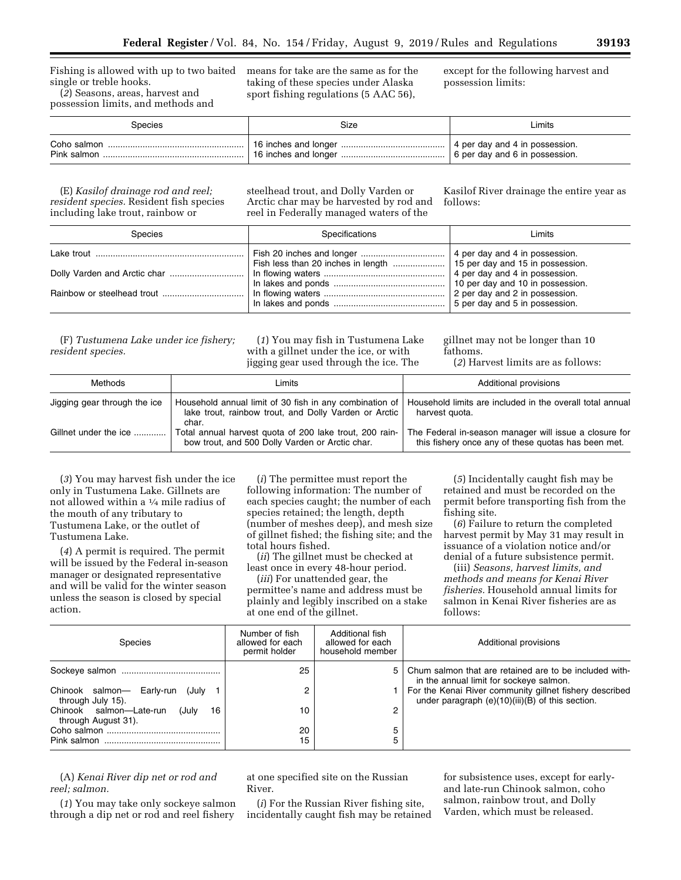Fishing is allowed with up to two baited single or treble hooks.

(*2*) Seasons, areas, harvest and possession limits, and methods and means for take are the same as for the taking of these species under Alaska sport fishing regulations (5 AAC 56), except for the following harvest and possession limits:

| Species | Size | Limits |
|---|---|---|
| Coho salmon | 16 inches and longer | 4 per day and 4 in possession. |
| Pink salmon | 16 inches and longer | 6 per day and 6 in possession. |

(E) *Kasilof drainage rod and reel; resident species.* Resident fish species including lake trout, rainbow or steelhead trout, and Dolly Varden or Arctic char may be harvested by rod and reel in Federally managed waters of the Kasilof River drainage the entire year as follows:

| Species | Specifications | Limits |
|---|---|---|
| Lake trout | Fish 20 inches and longer | 4 per day and 4 in possession. |
| | Fish less than 20 inches in length | 15 per day and 15 in possession. |
| Dolly Varden and Arctic char | In flowing waters | 4 per day and 4 in possession. |
| | In lakes and ponds | 10 per day and 10 in possession. |
| Rainbow or steelhead trout | In flowing waters | 2 per day and 2 in possession. |
| | In lakes and ponds | 5 per day and 5 in possession. |

(F) *Tustumena Lake under ice fishery; resident species.*

(*1*) You may fish in Tustumena Lake with a gillnet under the ice, or with jigging gear used through the ice. The gillnet may not be longer than 10 fathoms.

(*2*) Harvest limits are as follows:

| Methods | Limits | Additional provisions |
|---|---|---|
| Jigging gear through the ice | Household annual limit of 30 fish in any combination of lake trout, rainbow trout, and Dolly Varden or Arctic char. | Household limits are included in the overall total annual harvest quota. |
| Gillnet under the ice | Total annual harvest quota of 200 lake trout, 200 rainbow trout, and 500 Dolly Varden or Arctic char. | The Federal in-season manager will issue a closure for this fishery once any of these quotas has been met. |

(*3*) You may harvest fish under the ice only in Tustumena Lake. Gillnets are not allowed within a ¼ mile radius of the mouth of any tributary to Tustumena Lake, or the outlet of Tustumena Lake.

(*4*) A permit is required. The permit will be issued by the Federal in-season manager or designated representative and will be valid for the winter season unless the season is closed by special action.

(*i*) The permittee must report the following information: The number of each species caught; the number of each species retained; the length, depth (number of meshes deep), and mesh size of gillnet fished; the fishing site; and the total hours fished.

(*ii*) The gillnet must be checked at least once in every 48-hour period.

(*iii*) For unattended gear, the permittee's name and address must be plainly and legibly inscribed on a stake at one end of the gillnet.

(*5*) Incidentally caught fish may be retained and must be recorded on the permit before transporting fish from the fishing site.

(*6*) Failure to return the completed harvest permit by May 31 may result in issuance of a violation notice and/or denial of a future subsistence permit.

(iii) *Seasons, harvest limits, and methods and means for Kenai River fisheries.* Household annual limits for salmon in Kenai River fisheries are as follows:

| Species | Number of fish allowed for each permit holder | Additional fish allowed for each household member | Additional provisions |
|---|---|---|---|
| Sockeye salmon | 25 | 5 | Chum salmon that are retained are to be included within the annual limit for sockeye salmon. |
| Chinook salmon— Early-run (July 1 through July 15). | 2 | 1 | For the Kenai River community gillnet fishery described under paragraph (e)(10)(iii)(B) of this section. |
| Chinook salmon—Late-run (July 16 through August 31). | 10 | 2 | |
| Coho salmon | 20 | 5 | |
| Pink salmon | 15 | 5 | |

(A) *Kenai River dip net or rod and reel; salmon.*

(*1*) You may take only sockeye salmon through a dip net or rod and reel fishery at one specified site on the Russian River.

(*i*) For the Russian River fishing site, incidentally caught fish may be retained for subsistence uses, except for early- and late-run Chinook salmon, coho salmon, rainbow trout, and Dolly Varden, which must be released.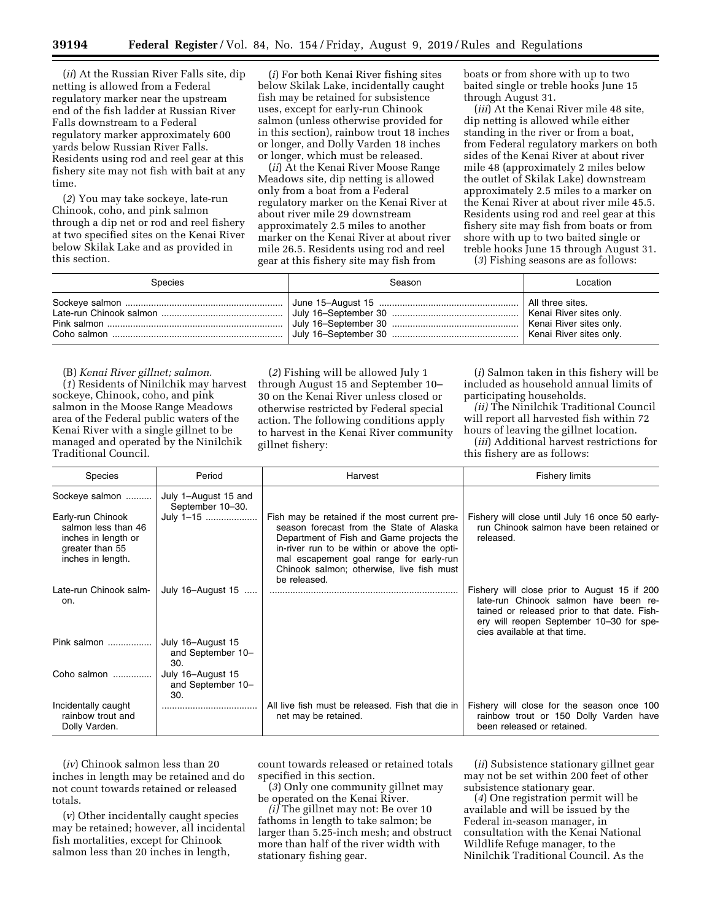(*ii*) At the Russian River Falls site, dip netting is allowed from a Federal regulatory marker near the upstream end of the fish ladder at Russian River Falls downstream to a Federal regulatory marker approximately 600 yards below Russian River Falls. Residents using rod and reel gear at this fishery site may not fish with bait at any time.

(*2*) You may take sockeye, late-run Chinook, coho, and pink salmon through a dip net or rod and reel fishery at two specified sites on the Kenai River below Skilak Lake and as provided in this section.

(*i*) For both Kenai River fishing sites below Skilak Lake, incidentally caught fish may be retained for subsistence uses, except for early-run Chinook salmon (unless otherwise provided for in this section), rainbow trout 18 inches or longer, and Dolly Varden 18 inches or longer, which must be released.

(*ii*) At the Kenai River Moose Range Meadows site, dip netting is allowed only from a boat from a Federal regulatory marker on the Kenai River at about river mile 29 downstream approximately 2.5 miles to another marker on the Kenai River at about river mile 26.5. Residents using rod and reel gear at this fishery site may fish from boats or from shore with up to two baited single or treble hooks June 15 through August 31.

(*iii*) At the Kenai River mile 48 site, dip netting is allowed while either standing in the river or from a boat, from Federal regulatory markers on both sides of the Kenai River at about river mile 48 (approximately 2 miles below the outlet of Skilak Lake) downstream approximately 2.5 miles to a marker on the Kenai River at about river mile 45.5. Residents using rod and reel gear at this fishery site may fish from boats or from shore with up to two baited single or treble hooks June 15 through August 31.

(*3*) Fishing seasons are as follows:

| Species | Season | Location |
|---|---|---|
| Sockeye salmon | June 15–August 15 | All three sites. |
| Late-run Chinook salmon | July 16–September 30 | Kenai River sites only. |
| Pink salmon | July 16–September 30 | Kenai River sites only. |
| Coho salmon | July 16–September 30 | Kenai River sites only. |

(B) *Kenai River gillnet; salmon.*

(*1*) Residents of Ninilchik may harvest sockeye, Chinook, coho, and pink salmon in the Moose Range Meadows area of the Federal public waters of the Kenai River with a single gillnet to be managed and operated by the Ninilchik Traditional Council.

(*2*) Fishing will be allowed July 1 through August 15 and September 10–30 on the Kenai River unless closed or otherwise restricted by Federal special action. The following conditions apply to harvest in the Kenai River community gillnet fishery:

(*i*) Salmon taken in this fishery will be included as household annual limits of participating households.

(*ii*) The Ninilchik Traditional Council will report all harvested fish within 72 hours of leaving the gillnet location.

(*iii*) Additional harvest restrictions for this fishery are as follows:

| Species | Period | Harvest | Fishery limits |
|---|---|---|---|
| Sockeye salmon | July 1–August 15 and September 10–30. | | |
| Early-run Chinook salmon less than 46 inches in length or greater than 55 inches in length. | July 1–15 | Fish may be retained if the most current preseason forecast from the State of Alaska Department of Fish and Game projects the in-river run to be within or above the optimal escapement goal range for early-run Chinook salmon; otherwise, live fish must be released. | Fishery will close until July 16 once 50 early-run Chinook salmon have been retained or released. |
| Late-run Chinook salmon. | July 16–August 15 | | Fishery will close prior to August 15 if 200 late-run Chinook salmon have been retained or released prior to that date. Fishery will reopen September 10–30 for species available at that time. |
| Pink salmon | July 16–August 15 and September 10–30. | | |
| Coho salmon | July 16–August 15 and September 10–30. | | |
| Incidentally caught rainbow trout and Dolly Varden. | | All live fish must be released. Fish that die in net may be retained. | Fishery will close for the season once 100 rainbow trout or 150 Dolly Varden have been released or retained. |

(*iv*) Chinook salmon less than 20 inches in length may be retained and do not count towards retained or released totals.

(*v*) Other incidentally caught species may be retained; however, all incidental fish mortalities, except for Chinook salmon less than 20 inches in length, count towards released or retained totals specified in this section.

(*3*) Only one community gillnet may be operated on the Kenai River.

(*i*) The gillnet may not: Be over 10 fathoms in length to take salmon; be larger than 5.25-inch mesh; and obstruct more than half of the river width with stationary fishing gear.

(*ii*) Subsistence stationary gillnet gear may not be set within 200 feet of other subsistence stationary gear.

(*4*) One registration permit will be available and will be issued by the Federal in-season manager, in consultation with the Kenai National Wildlife Refuge manager, to the Ninilchik Traditional Council. As the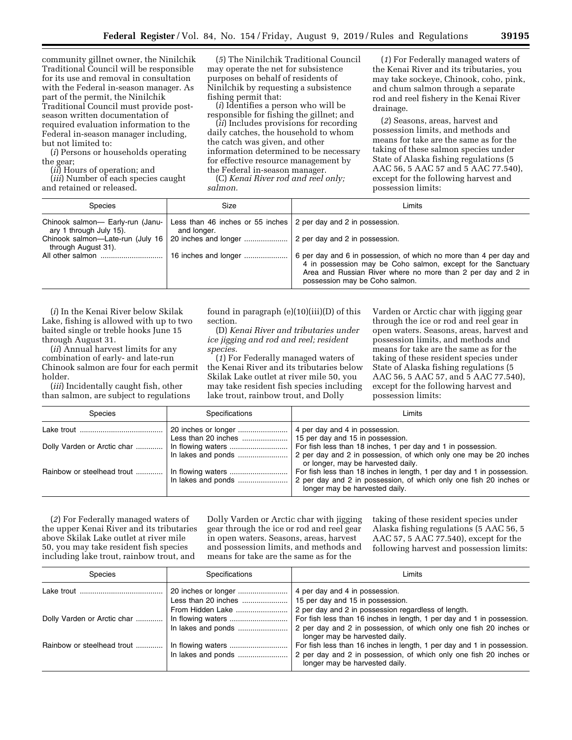community gillnet owner, the Ninilchik Traditional Council will be responsible for its use and removal in consultation with the Federal in-season manager. As part of the permit, the Ninilchik Traditional Council must provide post-season written documentation of required evaluation information to the Federal in-season manager including, but not limited to:

(*i*) Persons or households operating the gear;

(*ii*) Hours of operation; and

(*iii*) Number of each species caught and retained or released.

(*5*) The Ninilchik Traditional Council may operate the net for subsistence purposes on behalf of residents of Ninilchik by requesting a subsistence fishing permit that:

(*i*) Identifies a person who will be responsible for fishing the gillnet; and

(*ii*) Includes provisions for recording daily catches, the household to whom the catch was given, and other information determined to be necessary for effective resource management by the Federal in-season manager.

(C) *Kenai River rod and reel only; salmon.*

(*1*) For Federally managed waters of the Kenai River and its tributaries, you may take sockeye, Chinook, coho, pink, and chum salmon through a separate rod and reel fishery in the Kenai River drainage.

(*2*) Seasons, areas, harvest and possession limits, and methods and means for take are the same as for the taking of these salmon species under State of Alaska fishing regulations (5 AAC 56, 5 AAC 57 and 5 AAC 77.540), except for the following harvest and possession limits:

| Species | Size | Limits |
|---|---|---|
| Chinook salmon— Early-run (January 1 through July 15). | Less than 46 inches or 55 inches and longer. | 2 per day and 2 in possession. |
| Chinook salmon—Late-run (July 16 through August 31). | 20 inches and longer | 2 per day and 2 in possession. |
| All other salmon | 16 inches and longer | 6 per day and 6 in possession, of which no more than 4 per day and 4 in possession may be Coho salmon, except for the Sanctuary Area and Russian River where no more than 2 per day and 2 in possession may be Coho salmon. |

(*i*) In the Kenai River below Skilak Lake, fishing is allowed with up to two baited single or treble hooks June 15 through August 31.

(*ii*) Annual harvest limits for any combination of early- and late-run Chinook salmon are four for each permit holder.

(*iii*) Incidentally caught fish, other than salmon, are subject to regulations found in paragraph (e)(10)(iii)(D) of this section.

(D) *Kenai River and tributaries under ice jigging and rod and reel; resident species.*

(*1*) For Federally managed waters of the Kenai River and its tributaries below Skilak Lake outlet at river mile 50, you may take resident fish species including lake trout, rainbow trout, and Dolly Varden or Arctic char with jigging gear through the ice or rod and reel gear in open waters. Seasons, areas, harvest and possession limits, and methods and means for take are the same as for the taking of these resident species under State of Alaska fishing regulations (5 AAC 56, 5 AAC 57, and 5 AAC 77.540), except for the following harvest and possession limits:

| Species | Specifications | Limits |
|---|---|---|
| Lake trout | 20 inches or longer | 4 per day and 4 in possession. |
| | Less than 20 inches | 15 per day and 15 in possession. |
| Dolly Varden or Arctic char | In flowing waters | For fish less than 18 inches, 1 per day and 1 in possession. |
| | In lakes and ponds | 2 per day and 2 in possession, of which only one may be 20 inches or longer, may be harvested daily. |
| Rainbow or steelhead trout | In flowing waters | For fish less than 18 inches in length, 1 per day and 1 in possession. |
| | In lakes and ponds | 2 per day and 2 in possession, of which only one fish 20 inches or longer may be harvested daily. |

(*2*) For Federally managed waters of the upper Kenai River and its tributaries above Skilak Lake outlet at river mile 50, you may take resident fish species including lake trout, rainbow trout, and Dolly Varden or Arctic char with jigging gear through the ice or rod and reel gear in open waters. Seasons, areas, harvest and possession limits, and methods and means for take are the same as for the taking of these resident species under Alaska fishing regulations (5 AAC 56, 5 AAC 57, 5 AAC 77.540), except for the following harvest and possession limits:

| Species | Specifications | Limits |
|---|---|---|
| Lake trout | 20 inches or longer | 4 per day and 4 in possession. |
| | Less than 20 inches | 15 per day and 15 in possession. |
| | From Hidden Lake | 2 per day and 2 in possession regardless of length. |
| Dolly Varden or Arctic char | In flowing waters | For fish less than 16 inches in length, 1 per day and 1 in possession. |
| | In lakes and ponds | 2 per day and 2 in possession, of which only one fish 20 inches or longer may be harvested daily. |
| Rainbow or steelhead trout | In flowing waters | For fish less than 16 inches in length, 1 per day and 1 in possession. |
| | In lakes and ponds | 2 per day and 2 in possession, of which only one fish 20 inches or longer may be harvested daily. |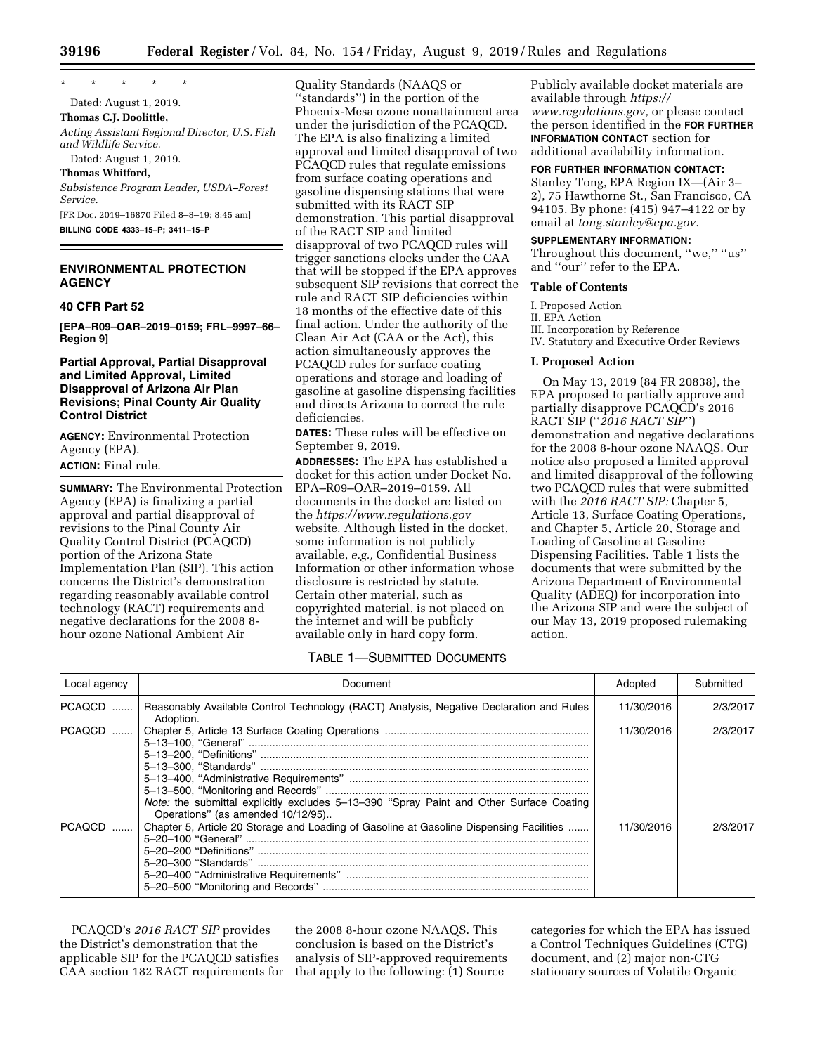\* \* \* \* \*

Dated: August 1, 2019.

**Thomas C.J. Doolittle,**

*Acting Assistant Regional Director, U.S. Fish and Wildlife Service.*

Dated: August 1, 2019.

**Thomas Whitford,**

*Subsistence Program Leader, USDA–Forest Service.*

[FR Doc. 2019–16870 Filed 8–8–19; 8:45 am]

**BILLING CODE 4333–15–P; 3411–15–P**

## ENVIRONMENTAL PROTECTION AGENCY

### 40 CFR Part 52

**[EPA–R09–OAR–2019–0159; FRL–9997–66–Region 9]**

### Partial Approval, Partial Disapproval and Limited Approval, Limited Disapproval of Arizona Air Plan Revisions; Pinal County Air Quality Control District

**AGENCY:** Environmental Protection Agency (EPA).

**ACTION:** Final rule.

**SUMMARY:** The Environmental Protection Agency (EPA) is finalizing a partial approval and partial disapproval of revisions to the Pinal County Air Quality Control District (PCAQCD) portion of the Arizona State Implementation Plan (SIP). This action concerns the District's demonstration regarding reasonably available control technology (RACT) requirements and negative declarations for the 2008 8-hour ozone National Ambient Air Quality Standards (NAAQS or "standards") in the portion of the Phoenix-Mesa ozone nonattainment area under the jurisdiction of the PCAQCD. The EPA is also finalizing a limited approval and limited disapproval of two PCAQCD rules that regulate emissions from surface coating operations and gasoline dispensing stations that were submitted with its RACT SIP demonstration. This partial disapproval of the RACT SIP and limited disapproval of two PCAQCD rules will trigger sanctions clocks under the CAA that will be stopped if the EPA approves subsequent SIP revisions that correct the rule and RACT SIP deficiencies within 18 months of the effective date of this final action. Under the authority of the Clean Air Act (CAA or the Act), this action simultaneously approves the PCAQCD rules for surface coating operations and storage and loading of gasoline at gasoline dispensing facilities and directs Arizona to correct the rule deficiencies.

**DATES:** These rules will be effective on September 9, 2019.

**ADDRESSES:** The EPA has established a docket for this action under Docket No. EPA–R09–OAR–2019–0159. All documents in the docket are listed on the *https://www.regulations.gov* website. Although listed in the docket, some information is not publicly available, *e.g.,* Confidential Business Information or other information whose disclosure is restricted by statute. Certain other material, such as copyrighted material, is not placed on the internet and will be publicly available only in hard copy form. Publicly available docket materials are available through *https://www.regulations.gov,* or please contact the person identified in the **FOR FURTHER INFORMATION CONTACT** section for additional availability information.

**FOR FURTHER INFORMATION CONTACT:** Stanley Tong, EPA Region IX—(Air 3–2), 75 Hawthorne St., San Francisco, CA 94105. By phone: (415) 947–4122 or by email at *tong.stanley@epa.gov.*

**SUPPLEMENTARY INFORMATION:** Throughout this document, "we," "us" and "our" refer to the EPA.

#### Table of Contents

I. Proposed Action
II. EPA Action
III. Incorporation by Reference
IV. Statutory and Executive Order Reviews

#### I. Proposed Action

On May 13, 2019 (84 FR 20838), the EPA proposed to partially approve and partially disapprove PCAQCD's 2016 RACT SIP ("*2016 RACT SIP*") demonstration and negative declarations for the 2008 8-hour ozone NAAQS. Our notice also proposed a limited approval and limited disapproval of the following two PCAQCD rules that were submitted with the *2016 RACT SIP:* Chapter 5, Article 13, Surface Coating Operations, and Chapter 5, Article 20, Storage and Loading of Gasoline at Gasoline Dispensing Facilities. Table 1 lists the documents that were submitted by the Arizona Department of Environmental Quality (ADEQ) for incorporation into the Arizona SIP and were the subject of our May 13, 2019 proposed rulemaking action.

TABLE 1—SUBMITTED DOCUMENTS

| Local agency | Document | Adopted | Submitted |
|---|---|---|---|
| PCAQCD | Reasonably Available Control Technology (RACT) Analysis, Negative Declaration and Rules Adoption. | 11/30/2016 | 2/3/2017 |
| PCAQCD | Chapter 5, Article 13 Surface Coating Operations<br>5–13–100, "General"<br>5–13–200, "Definitions"<br>5–13–300, "Standards"<br>5–13–400, "Administrative Requirements"<br>5–13–500, "Monitoring and Records"<br>*Note:* the submittal explicitly excludes 5–13–390 "Spray Paint and Other Surface Coating Operations" (as amended 10/12/95).. | 11/30/2016 | 2/3/2017 |
| PCAQCD | Chapter 5, Article 20 Storage and Loading of Gasoline at Gasoline Dispensing Facilities<br>5–20–100 "General"<br>5–20–200 "Definitions"<br>5–20–300 "Standards"<br>5–20–400 "Administrative Requirements"<br>5–20–500 "Monitoring and Records" | 11/30/2016 | 2/3/2017 |

PCAQCD's *2016 RACT SIP* provides the District's demonstration that the applicable SIP for the PCAQCD satisfies CAA section 182 RACT requirements for the 2008 8-hour ozone NAAQS. This conclusion is based on the District's analysis of SIP-approved requirements that apply to the following: (1) Source categories for which the EPA has issued a Control Techniques Guidelines (CTG) document, and (2) major non-CTG stationary sources of Volatile Organic